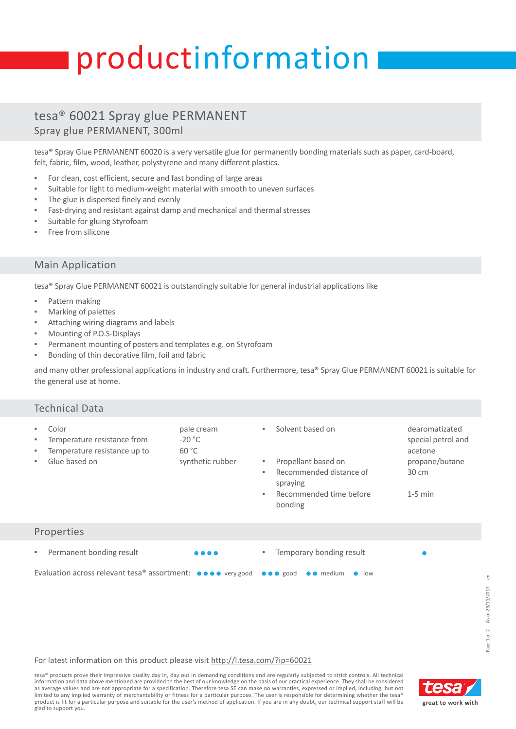# productinformation

## tesa® 60021 Spray glue PERMANENT

Spray glue PERMANENT, 300ml

tesa® Spray Glue PERMANENT 60020 is a very versatile glue for permanently bonding materials such as paper, card-board, felt, fabric, film, wood, leather, polystyrene and many different plastics.

- For clean, cost efficient, secure and fast bonding of large areas
- Suitable for light to medium-weight material with smooth to uneven surfaces
- The glue is dispersed finely and evenly
- Fast-drying and resistant against damp and mechanical and thermal stresses
- Suitable for gluing Styrofoam
- Free from silicone

## Main Application

tesa® Spray Glue PERMANENT 60021 is outstandingly suitable for general industrial applications like

- Pattern making
- Marking of palettes
- Attaching wiring diagrams and labels
- Mounting of P.O.S-Displays
- Permanent mounting of posters and templates e.g. on Styrofoam
- Bonding of thin decorative film, foil and fabric

and many other professional applications in industry and craft. Furthermore, tesa® Spray Glue PERMANENT 60021 is suitable for the general use at home.

## Technical Data

| Property | Value |
|---|---|
| Color | pale cream |
| Temperature resistance from | -20 °C |
| Temperature resistance up to | 60 °C |
| Glue based on | synthetic rubber |
| Solvent based on | dearomatizated special petrol and acetone |
| Propellant based on | propane/butane |
| Recommended distance of spraying | 30 cm |
| Recommended time before bonding | 1-5 min |

## Properties

| Property | Rating |
|---|---|
| Permanent bonding result | ●●●● |
| Temporary bonding result | ● |

Evaluation across relevant tesa® assortment: ●●●● very good ●●● good ●● medium ● low

For latest information on this product please visit http://l.tesa.com/?ip=60021

tesa® products prove their impressive quality day in, day out in demanding conditions and are regularly subjected to strict controls. All technical information and data above mentioned are provided to the best of our knowledge on the basis of our practical experience. They shall be considered as average values and are not appropriate for a specification. Therefore tesa SE can make no warranties, expressed or implied, including, but not limited to any implied warranty of merchantability or fitness for a particular purpose. The user is responsible for determining whether the tesa® product is fit for a particular purpose and suitable for the user's method of application. If you are in any doubt, our technical support staff will be glad to support you.

tesa great to work with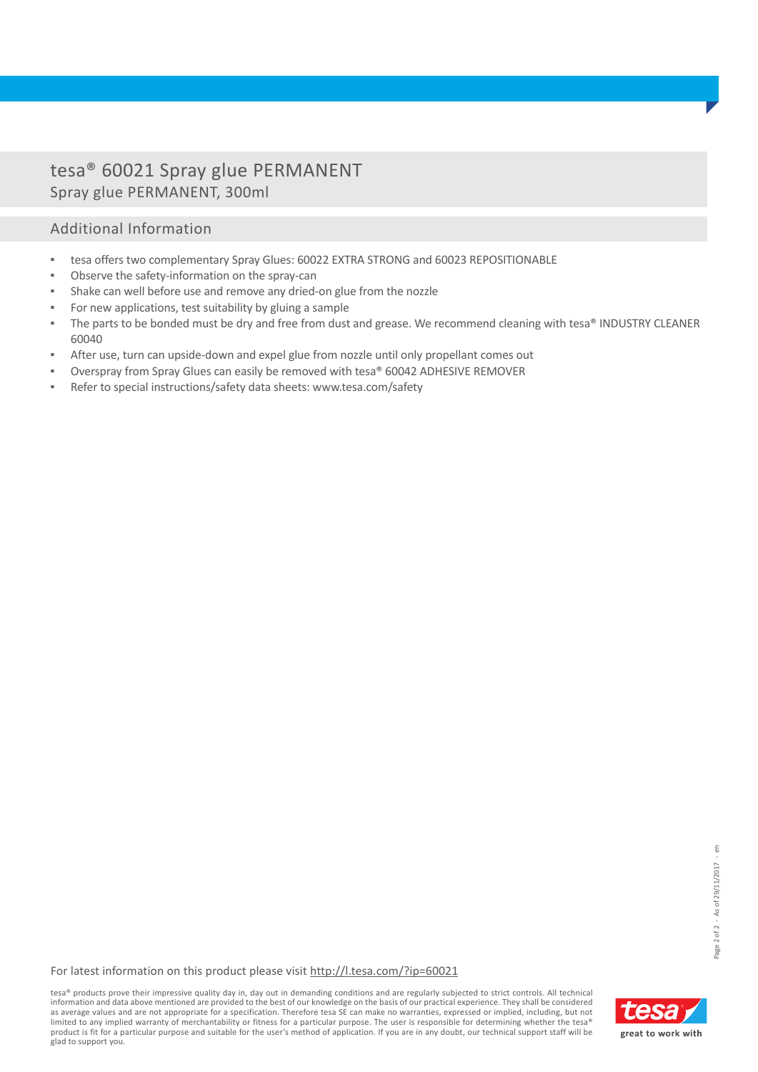# tesa® 60021 Spray glue PERMANENT

Spray glue PERMANENT, 300ml

## Additional Information

- tesa offers two complementary Spray Glues: 60022 EXTRA STRONG and 60023 REPOSITIONABLE
- Observe the safety-information on the spray-can
- Shake can well before use and remove any dried-on glue from the nozzle
- For new applications, test suitability by gluing a sample
- The parts to be bonded must be dry and free from dust and grease. We recommend cleaning with tesa® INDUSTRY CLEANER 60040
- After use, turn can upside-down and expel glue from nozzle until only propellant comes out
- Overspray from Spray Glues can easily be removed with tesa® 60042 ADHESIVE REMOVER
- Refer to special instructions/safety data sheets: www.tesa.com/safety

For latest information on this product please visit http://l.tesa.com/?ip=60021

tesa® products prove their impressive quality day in, day out in demanding conditions and are regularly subjected to strict controls. All technical information and data above mentioned are provided to the best of our knowledge on the basis of our practical experience. They shall be considered as average values and are not appropriate for a specification. Therefore tesa SE can make no warranties, expressed or implied, including, but not limited to any implied warranty of merchantability or fitness for a particular purpose. The user is responsible for determining whether the tesa® product is fit for a particular purpose and suitable for the user's method of application. If you are in any doubt, our technical support staff will be glad to support you.